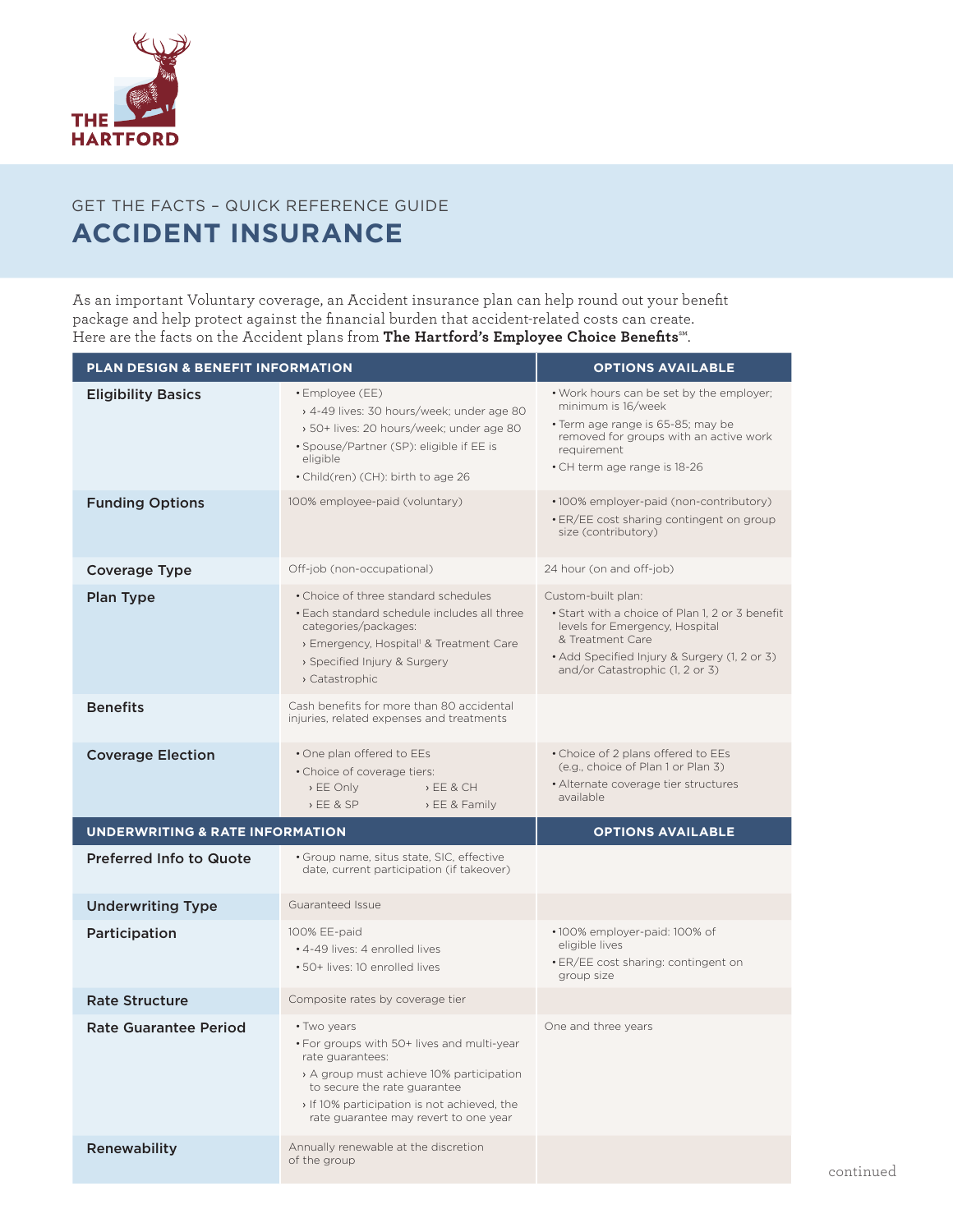THE HARTFORD

GET THE FACTS – QUICK REFERENCE GUIDE

# ACCIDENT INSURANCE

As an important Voluntary coverage, an Accident insurance plan can help round out your benefit package and help protect against the financial burden that accident-related costs can create. Here are the facts on the Accident plans from **The Hartford's Employee Choice Benefits℠**.

| PLAN DESIGN & BENEFIT INFORMATION | | OPTIONS AVAILABLE |
|---|---|---|
| **Eligibility Basics** | • Employee (EE)<br>› 4-49 lives: 30 hours/week; under age 80<br>› 50+ lives: 20 hours/week; under age 80<br>• Spouse/Partner (SP): eligible if EE is eligible<br>• Child(ren) (CH): birth to age 26 | • Work hours can be set by the employer; minimum is 16/week<br>• Term age range is 65-85; may be removed for groups with an active work requirement<br>• CH term age range is 18-26 |
| **Funding Options** | 100% employee-paid (voluntary) | • 100% employer-paid (non-contributory)<br>• ER/EE cost sharing contingent on group size (contributory) |
| **Coverage Type** | Off-job (non-occupational) | 24 hour (on and off-job) |
| **Plan Type** | • Choice of three standard schedules<br>• Each standard schedule includes all three categories/packages:<br>› Emergency, Hospital[1] & Treatment Care<br>› Specified Injury & Surgery<br>› Catastrophic | Custom-built plan:<br>• Start with a choice of Plan 1, 2 or 3 benefit levels for Emergency, Hospital & Treatment Care<br>• Add Specified Injury & Surgery (1, 2 or 3) and/or Catastrophic (1, 2 or 3) |
| **Benefits** | Cash benefits for more than 80 accidental injuries, related expenses and treatments | |
| **Coverage Election** | • One plan offered to EEs<br>• Choice of coverage tiers:<br>› EE Only<br>› EE & SP<br>› EE & CH<br>› EE & Family | • Choice of 2 plans offered to EEs (e.g., choice of Plan 1 or Plan 3)<br>• Alternate coverage tier structures available |
| **UNDERWRITING & RATE INFORMATION** | | **OPTIONS AVAILABLE** |
| **Preferred Info to Quote** | • Group name, situs state, SIC, effective date, current participation (if takeover) | |
| **Underwriting Type** | Guaranteed Issue | |
| **Participation** | 100% EE-paid<br>• 4-49 lives: 4 enrolled lives<br>• 50+ lives: 10 enrolled lives | • 100% employer-paid: 100% of eligible lives<br>• ER/EE cost sharing: contingent on group size |
| **Rate Structure** | Composite rates by coverage tier | |
| **Rate Guarantee Period** | • Two years<br>• For groups with 50+ lives and multi-year rate guarantees:<br>› A group must achieve 10% participation to secure the rate guarantee<br>› If 10% participation is not achieved, the rate guarantee may revert to one year | One and three years |
| **Renewability** | Annually renewable at the discretion of the group | |

continued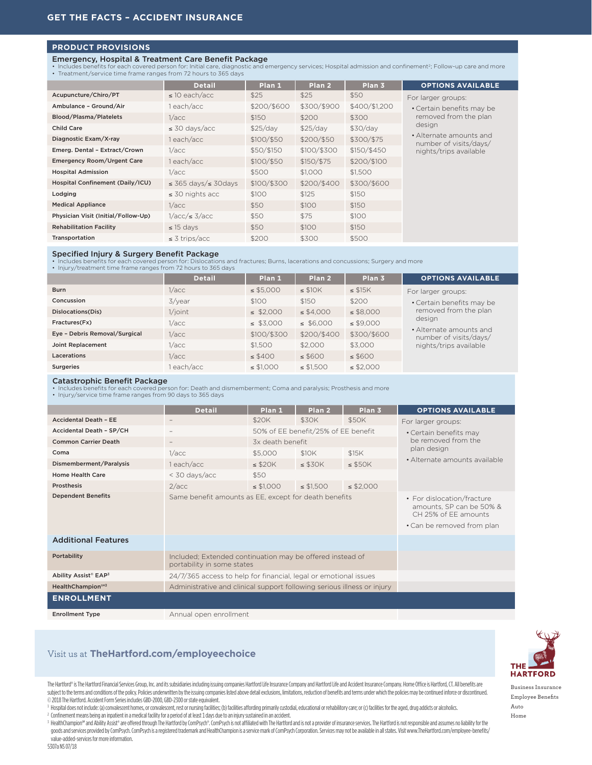# GET THE FACTS – ACCIDENT INSURANCE

## PRODUCT PROVISIONS

### Emergency, Hospital & Treatment Care Benefit Package

- Includes benefits for each covered person for: Initial care, diagnostic and emergency services; Hospital admission and confinement[2]; Follow-up care and more
- Treatment/service time frame ranges from 72 hours to 365 days

| | Detail | Plan 1 | Plan 2 | Plan 3 | OPTIONS AVAILABLE |
|---|---|---|---|---|---|
| Acupuncture/Chiro/PT | ≤ 10 each/acc | $25 | $25 | $50 | For larger groups: • Certain benefits may be removed from the plan design • Alternate amounts and number of visits/days/nights/trips available |
| Ambulance – Ground/Air | 1 each/acc | $200/$600 | $300/$900 | $400/$1,200 | |
| Blood/Plasma/Platelets | 1/acc | $150 | $200 | $300 | |
| Child Care | ≤ 30 days/acc | $25/day | $25/day | $30/day | |
| Diagnostic Exam/X-ray | 1 each/acc | $100/$50 | $200/$50 | $300/$75 | |
| Emerg. Dental – Extract/Crown | 1/acc | $50/$150 | $100/$300 | $150/$450 | |
| Emergency Room/Urgent Care | 1 each/acc | $100/$50 | $150/$75 | $200/$100 | |
| Hospital Admission | 1/acc | $500 | $1,000 | $1,500 | |
| Hospital Confinement (Daily/ICU) | ≤ 365 days/≤ 30days | $100/$300 | $200/$400 | $300/$600 | |
| Lodging | ≤ 30 nights acc | $100 | $125 | $150 | |
| Medical Appliance | 1/acc | $50 | $100 | $150 | |
| Physician Visit (Initial/Follow-Up) | 1/acc/≤ 3/acc | $50 | $75 | $100 | |
| Rehabilitation Facility | ≤ 15 days | $50 | $100 | $150 | |
| Transportation | ≤ 3 trips/acc | $200 | $300 | $500 | |

### Specified Injury & Surgery Benefit Package

- Includes benefits for each covered person for: Dislocations and fractures; Burns, lacerations and concussions; Surgery and more
- Injury/treatment time frame ranges from 72 hours to 365 days

| | Detail | Plan 1 | Plan 2 | Plan 3 | OPTIONS AVAILABLE |
|---|---|---|---|---|---|
| Burn | 1/acc | ≤ $5,000 | ≤ $10K | ≤ $15K | For larger groups: • Certain benefits may be removed from the plan design • Alternate amounts and number of visits/days/nights/trips available |
| Concussion | 3/year | $100 | $150 | $200 | |
| Dislocations(Dis) | 1/joint | ≤ $2,000 | ≤ $4,000 | ≤ $8,000 | |
| Fractures(Fx) | 1/acc | ≤ $3,000 | ≤ $6,000 | ≤ $9,000 | |
| Eye – Debris Removal/Surgical | 1/acc | $100/$300 | $200/$400 | $300/$600 | |
| Joint Replacement | 1/acc | $1,500 | $2,000 | $3,000 | |
| Lacerations | 1/acc | ≤ $400 | ≤ $600 | ≤ $600 | |
| Surgeries | 1 each/acc | ≤ $1,000 | ≤ $1,500 | ≤ $2,000 | |

### Catastrophic Benefit Package

- Includes benefits for each covered person for: Death and dismemberment; Coma and paralysis; Prosthesis and more
- Injury/service time frame ranges from 90 days to 365 days

| | Detail | Plan 1 | Plan 2 | Plan 3 | OPTIONS AVAILABLE |
|---|---|---|---|---|---|
| Accidental Death – EE | – | $20K | $30K | $50K | For larger groups: • Certain benefits may be removed from the plan design • Alternate amounts available |
| Accidental Death – SP/CH | – | 50% of EE benefit/25% of EE benefit | | | |
| Common Carrier Death | – | 3x death benefit | | | |
| Coma | 1/acc | $5,000 | $10K | $15K | |
| Dismemberment/Paralysis | 1 each/acc | ≤ $20K | ≤ $30K | ≤ $50K | |
| Home Health Care | < 30 days/acc | $50 | | | |
| Prosthesis | 2/acc | ≤ $1,000 | ≤ $1,500 | ≤ $2,000 | |
| Dependent Benefits | Same benefit amounts as EE, except for death benefits | | | | • For dislocation/fracture amounts, SP can be 50% & CH 25% of EE amounts • Can be removed from plan |

### Additional Features

| | |
|---|---|
| Portability | Included; Extended continuation may be offered instead of portability in some states |
| Ability Assist® EAP[3] | 24/7/365 access to help for financial, legal or emotional issues |
| HealthChampion℠[3] | Administrative and clinical support following serious illness or injury |

## ENROLLMENT

| | |
|---|---|
| Enrollment Type | Annual open enrollment |

Visit us at **TheHartford.com/employeechoice**

THE HARTFORD

Business Insurance
Employee Benefits
Auto
Home

The Hartford® is The Hartford Financial Services Group, Inc. and its subsidiaries including issuing companies Hartford Life Insurance Company and Hartford Life and Accident Insurance Company. Home Office is Hartford, CT. All benefits are subject to the terms and conditions of the policy. Policies underwritten by the issuing companies listed above detail exclusions, limitations, reduction of benefits and terms under which the policies may be continued inforce or discontinued. © 2018 The Hartford. Accident Form Series includes GBD-2000, GBD-2300 or state equivalent.

[1] Hospital does not include: (a) convalescent homes, or convalescent, rest or nursing facilities; (b) facilities affording primarily custodial, educational or rehabilitory care; or (c) facilities for the aged, drug addicts or alcoholics.

[2] Confinement means being an inpatient in a medical facility for a period of at least 1 days due to an injury sustained in an accident.

[3] HealthChampion℠ and Ability Assist® are offered through The Hartford by ComPsych®. ComPsych is not affiliated with The Hartford and is not a provider of insurance services. The Hartford is not responsible and assumes no liability for the goods and services provided by ComPsych. ComPsych is a registered trademark and HealthChampion is a service mark of ComPsych Corporation. Services may not be available in all states. Visit www.TheHartford.com/employee-benefits/value-added-services for more information.

5307a NS 07/18